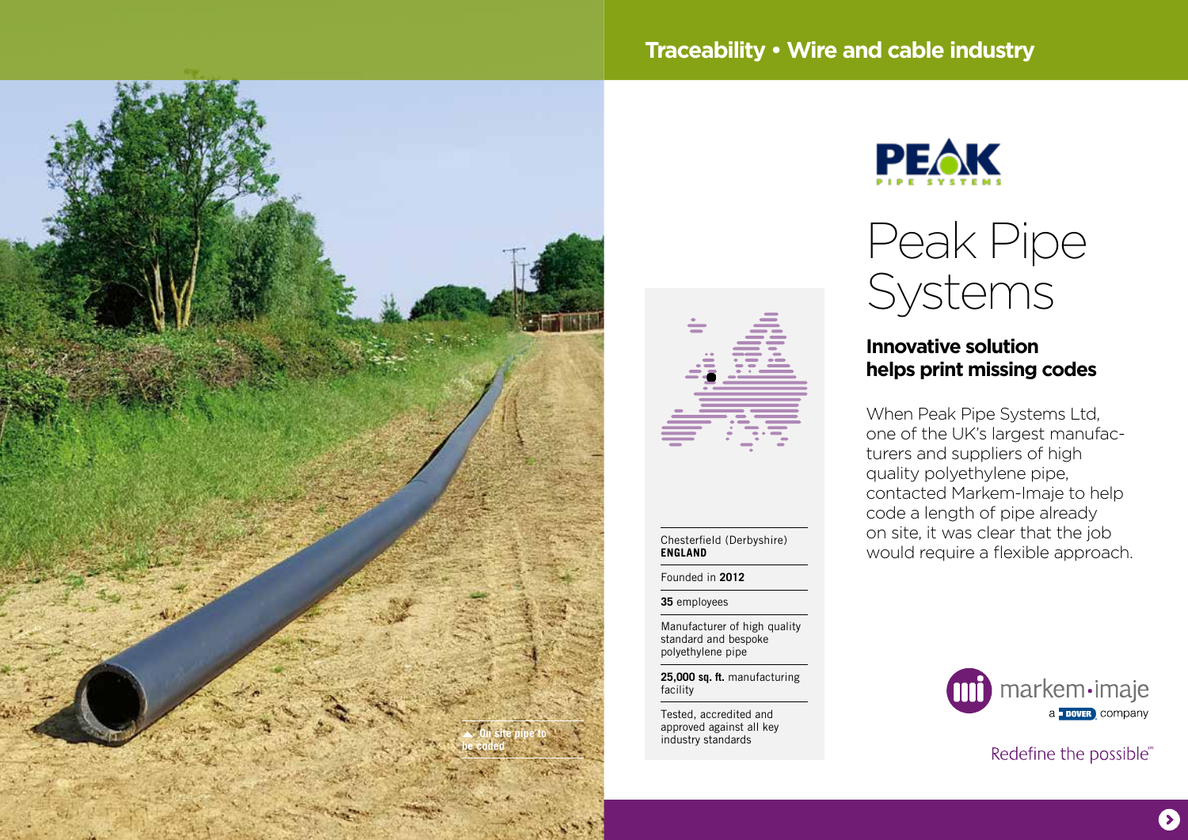## Traceability • Wire and cable industry

PEAK PIPE SYSTEMS

# Peak Pipe Systems

## Innovative solution helps print missing codes

When Peak Pipe Systems Ltd, one of the UK's largest manufacturers and suppliers of high quality polyethylene pipe, contacted Markem-Imaje to help code a length of pipe already on site, it was clear that the job would require a flexible approach.

Chesterfield (Derbyshire)
**ENGLAND**

Founded in **2012**

**35** employees

Manufacturer of high quality standard and bespoke polyethylene pipe

**25,000 sq. ft.** manufacturing facility

Tested, accredited and approved against all key industry standards

▲ On site pipe to be coded

markem-imaje
a DOVER company

Redefine the possible℠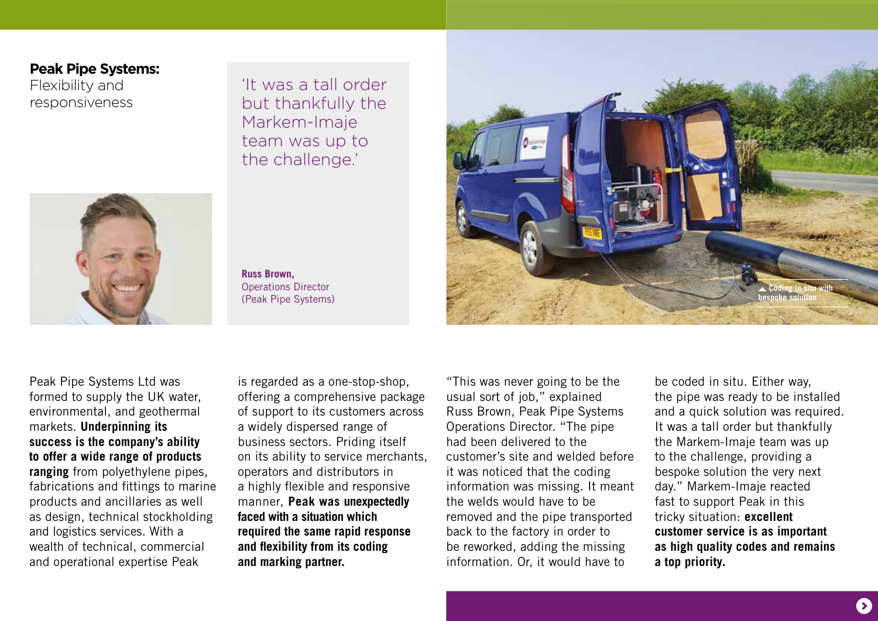**Peak Pipe Systems:**
Flexibility and responsiveness

> 'It was a tall order but thankfully the Markem-Imaje team was up to the challenge.'
>
> **Russ Brown,**
> Operations Director
> (Peak Pipe Systems)

Coding in situ with bespoke solution

Peak Pipe Systems Ltd was formed to supply the UK water, environmental, and geothermal markets. **Underpinning its success is the company's ability to offer a wide range of products ranging** from polyethylene pipes, fabrications and fittings to marine products and ancillaries as well as design, technical stockholding and logistics services. With a wealth of technical, commercial and operational expertise Peak is regarded as a one-stop-shop, offering a comprehensive package of support to its customers across a widely dispersed range of business sectors. Priding itself on its ability to service merchants, operators and distributors in a highly flexible and responsive manner, **Peak was unexpectedly faced with a situation which required the same rapid response and flexibility from its coding and marking partner.**

"This was never going to be the usual sort of job," explained Russ Brown, Peak Pipe Systems Operations Director. "The pipe had been delivered to the customer's site and welded before it was noticed that the coding information was missing. It meant the welds would have to be removed and the pipe transported back to the factory in order to be reworked, adding the missing information. Or, it would have to be coded in situ. Either way, the pipe was ready to be installed and a quick solution was required. It was a tall order but thankfully the Markem-Imaje team was up to the challenge, providing a bespoke solution the very next day." Markem-Imaje reacted fast to support Peak in this tricky situation: **excellent customer service is as important as high quality codes and remains a top priority.**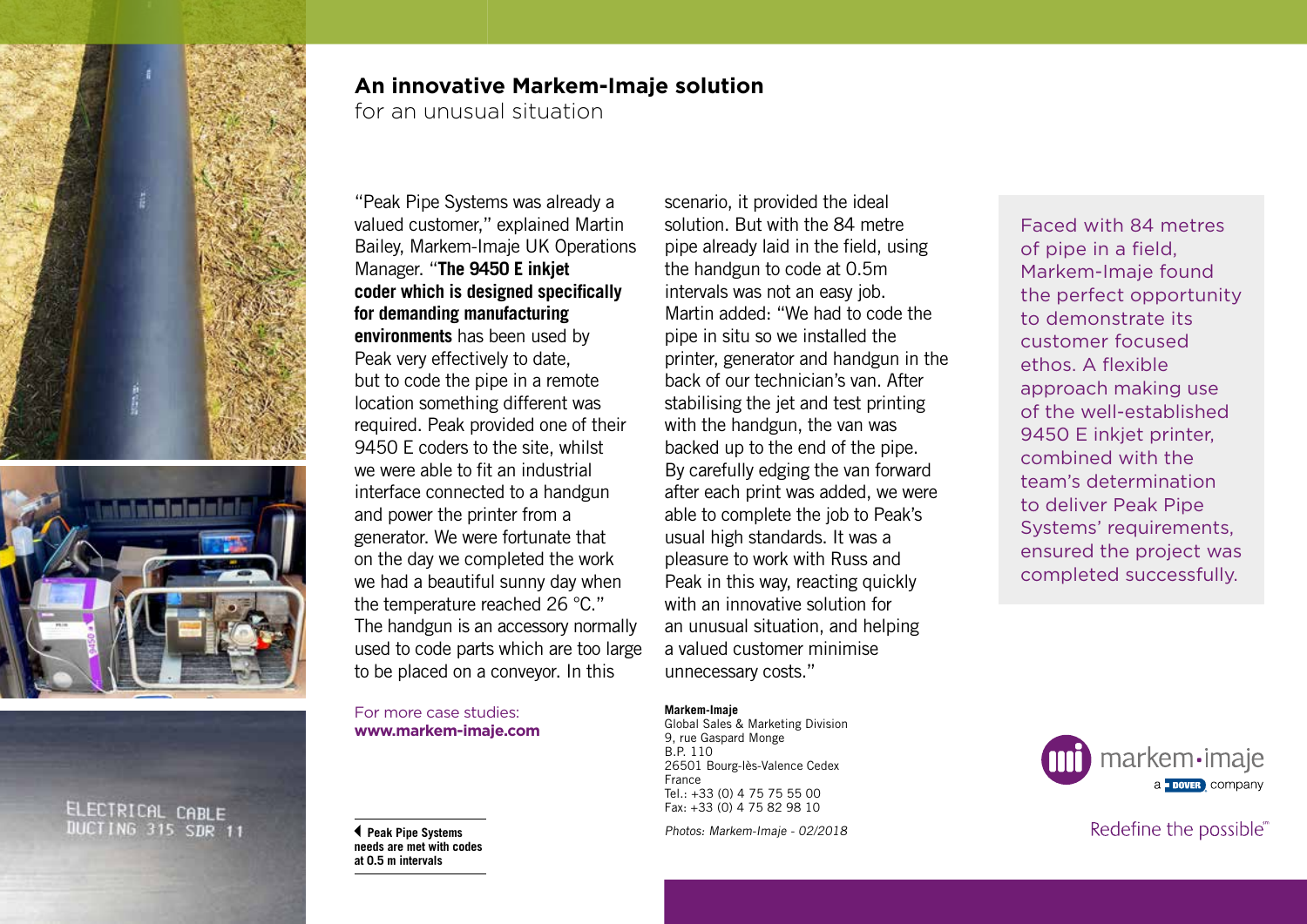## An innovative Markem-Imaje solution

for an unusual situation

"Peak Pipe Systems was already a valued customer," explained Martin Bailey, Markem-Imaje UK Operations Manager. "**The 9450 E inkjet coder which is designed specifically for demanding manufacturing environments** has been used by Peak very effectively to date, but to code the pipe in a remote location something different was required. Peak provided one of their 9450 E coders to the site, whilst we were able to fit an industrial interface connected to a handgun and power the printer from a generator. We were fortunate that on the day we completed the work we had a beautiful sunny day when the temperature reached 26 °C." The handgun is an accessory normally used to code parts which are too large to be placed on a conveyor. In this scenario, it provided the ideal solution. But with the 84 metre pipe already laid in the field, using the handgun to code at 0.5m intervals was not an easy job. Martin added: "We had to code the pipe in situ so we installed the printer, generator and handgun in the back of our technician's van. After stabilising the jet and test printing with the handgun, the van was backed up to the end of the pipe. By carefully edging the van forward after each print was added, we were able to complete the job to Peak's usual high standards. It was a pleasure to work with Russ and Peak in this way, reacting quickly with an innovative solution for an unusual situation, and helping a valued customer minimise unnecessary costs."

Faced with 84 metres of pipe in a field, Markem-Imaje found the perfect opportunity to demonstrate its customer focused ethos. A flexible approach making use of the well-established 9450 E inkjet printer, combined with the team's determination to deliver Peak Pipe Systems' requirements, ensured the project was completed successfully.

ELECTRICAL CABLE
DUCTING 315 SDR 11

**◄ Peak Pipe Systems needs are met with codes at 0.5 m intervals**

For more case studies:
**www.markem-imaje.com**

**Markem-Imaje**
Global Sales & Marketing Division
9, rue Gaspard Monge
B.P. 110
26501 Bourg-lès-Valence Cedex
France
Tel.: +33 (0) 4 75 75 55 00
Fax: +33 (0) 4 75 82 98 10

*Photos: Markem-Imaje - 02/2018*

markem-imaje
a DOVER company

Redefine the possible℠